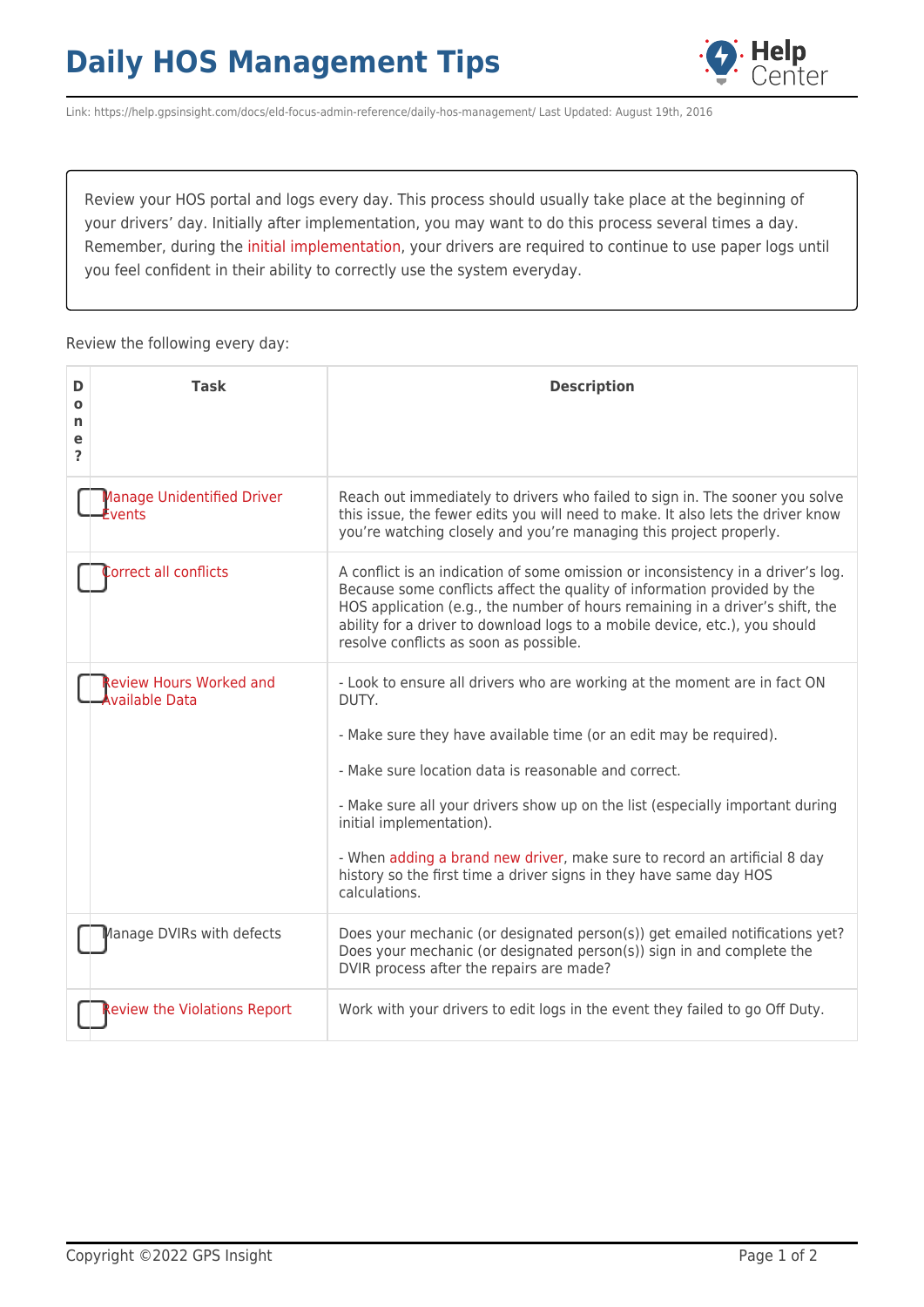# Daily HOS Management Tips

Link: https://help.gpsinsight.com/docs/eld-focus-admin-reference/daily-hos-management/ Last Updated: August 19th, 2016

Review your HOS portal and logs every day. This process should usually take place at the beginning of your drivers' day. Initially after implementation, you may want to do this process several times a day. Remember, during the initial implementation, your drivers are required to continue to use paper logs until you feel confident in their ability to correctly use the system everyday.

Review the following every day:

| Done? | Task | Description |
|---|---|---|
| ☐ | Manage Unidentified Driver Events | Reach out immediately to drivers who failed to sign in. The sooner you solve this issue, the fewer edits you will need to make. It also lets the driver know you're watching closely and you're managing this project properly. |
| ☐ | Correct all conflicts | A conflict is an indication of some omission or inconsistency in a driver's log. Because some conflicts affect the quality of information provided by the HOS application (e.g., the number of hours remaining in a driver's shift, the ability for a driver to download logs to a mobile device, etc.), you should resolve conflicts as soon as possible. |
| ☐ | Review Hours Worked and Available Data | - Look to ensure all drivers who are working at the moment are in fact ON DUTY.<br><br>- Make sure they have available time (or an edit may be required).<br><br>- Make sure location data is reasonable and correct.<br><br>- Make sure all your drivers show up on the list (especially important during initial implementation).<br><br>- When adding a brand new driver, make sure to record an artificial 8 day history so the first time a driver signs in they have same day HOS calculations. |
| ☐ | Manage DVIRs with defects | Does your mechanic (or designated person(s)) get emailed notifications yet? Does your mechanic (or designated person(s)) sign in and complete the DVIR process after the repairs are made? |
| ☐ | Review the Violations Report | Work with your drivers to edit logs in the event they failed to go Off Duty. |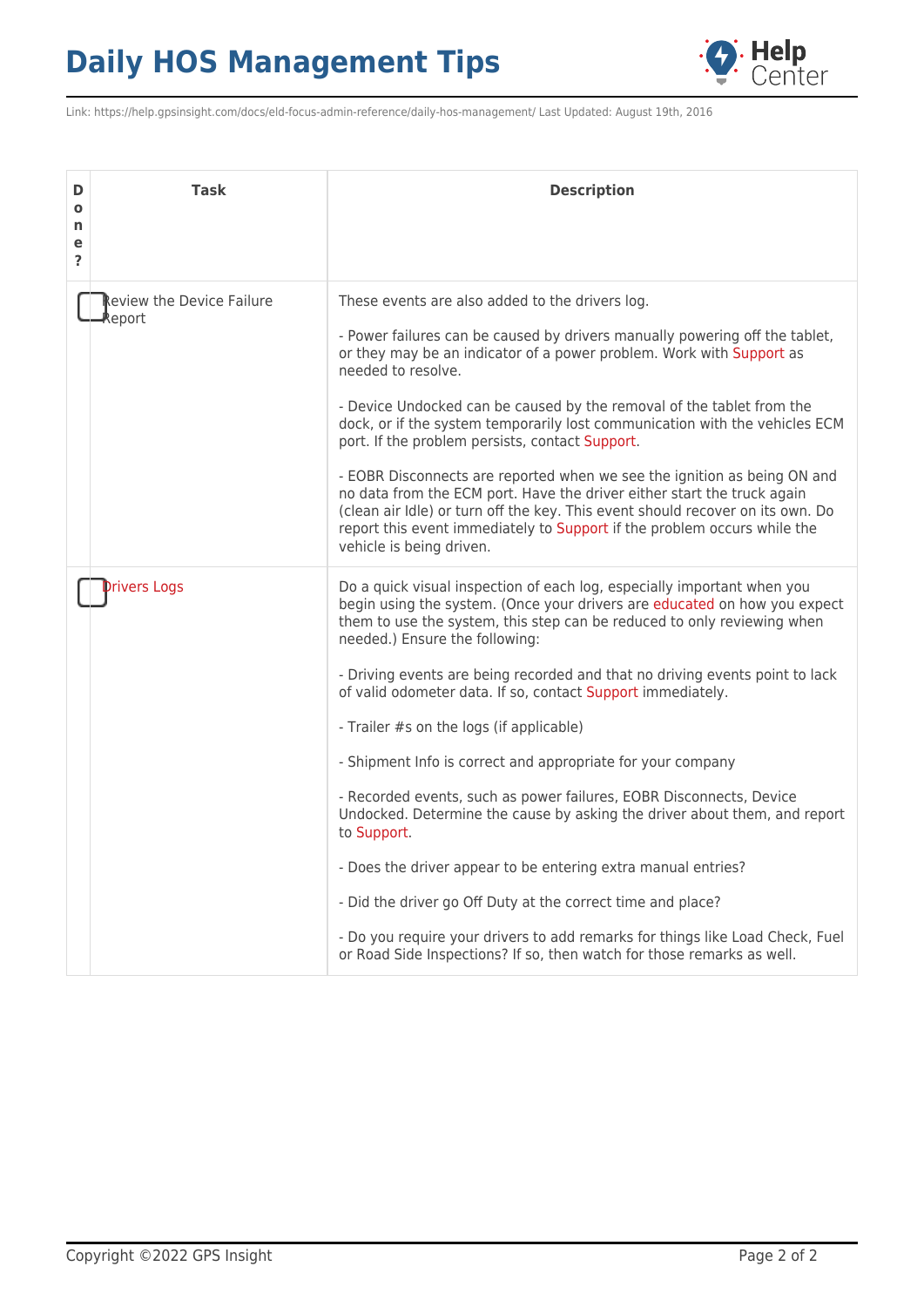# Daily HOS Management Tips

Link: https://help.gpsinsight.com/docs/eld-focus-admin-reference/daily-hos-management/ Last Updated: August 19th, 2016

| Done? | Task | Description |
|---|---|---|
| ☐ | Review the Device Failure Report | These events are also added to the drivers log.<br><br>- Power failures can be caused by drivers manually powering off the tablet, or they may be an indicator of a power problem. Work with Support as needed to resolve.<br><br>- Device Undocked can be caused by the removal of the tablet from the dock, or if the system temporarily lost communication with the vehicles ECM port. If the problem persists, contact Support.<br><br>- EOBR Disconnects are reported when we see the ignition as being ON and no data from the ECM port. Have the driver either start the truck again (clean air Idle) or turn off the key. This event should recover on its own. Do report this event immediately to Support if the problem occurs while the vehicle is being driven. |
| ☐ | Drivers Logs | Do a quick visual inspection of each log, especially important when you begin using the system. (Once your drivers are educated on how you expect them to use the system, this step can be reduced to only reviewing when needed.) Ensure the following:<br><br>- Driving events are being recorded and that no driving events point to lack of valid odometer data. If so, contact Support immediately.<br><br>- Trailer #s on the logs (if applicable)<br><br>- Shipment Info is correct and appropriate for your company<br><br>- Recorded events, such as power failures, EOBR Disconnects, Device Undocked. Determine the cause by asking the driver about them, and report to Support.<br><br>- Does the driver appear to be entering extra manual entries?<br><br>- Did the driver go Off Duty at the correct time and place?<br><br>- Do you require your drivers to add remarks for things like Load Check, Fuel or Road Side Inspections? If so, then watch for those remarks as well. |

Copyright ©2022 GPS Insight